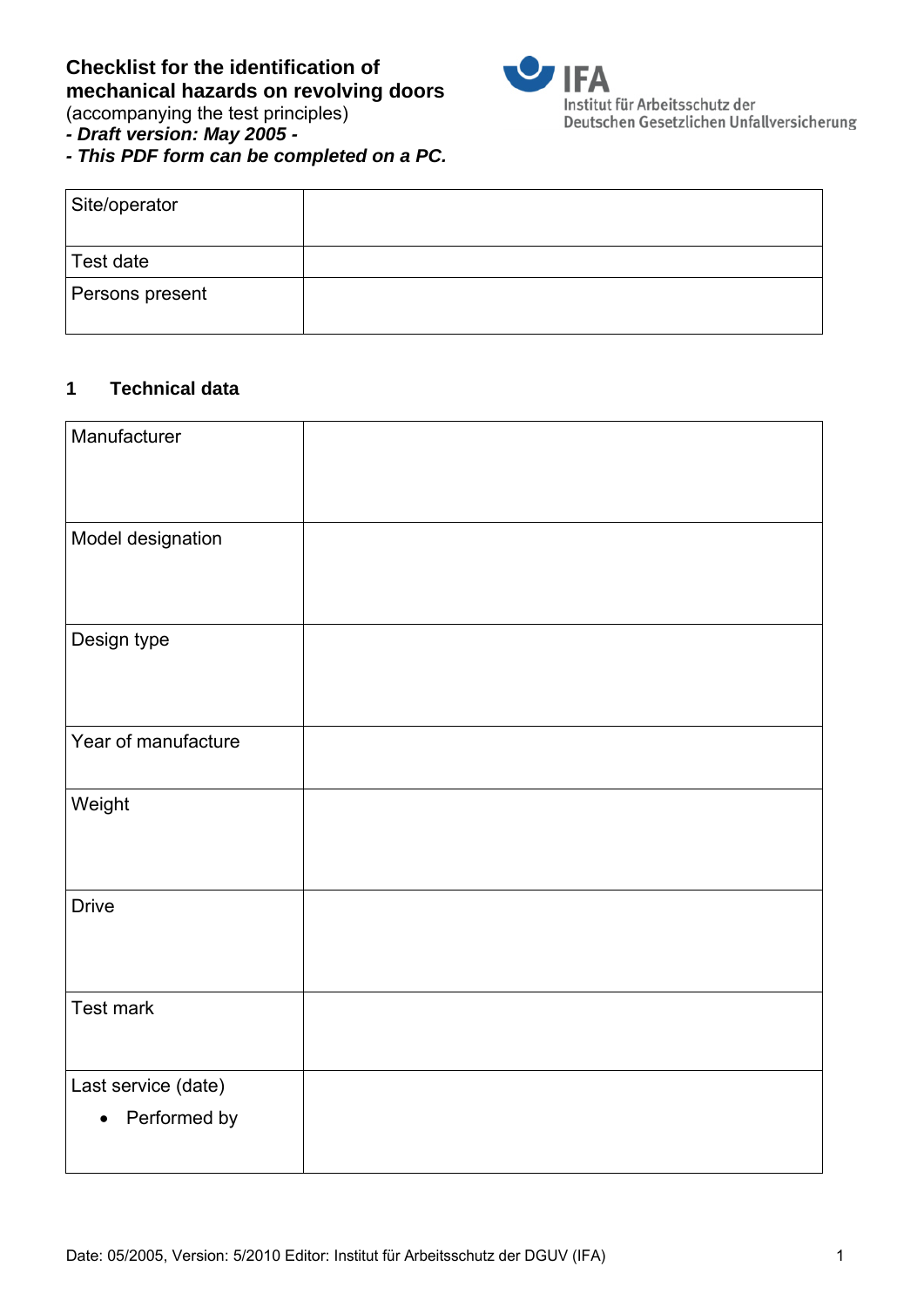# Checklist for the identification of mechanical hazards on revolving doors

(accompanying the test principles)

***- Draft version: May 2005 -***

***- This PDF form can be completed on a PC.***

IFA
Institut für Arbeitsschutz der
Deutschen Gesetzlichen Unfallversicherung

| Site/operator | |
|---|---|
| Test date | |
| Persons present | |

## 1 Technical data

| Manufacturer | |
|---|---|
| Model designation | |
| Design type | |
| Year of manufacture | |
| Weight | |
| Drive | |
| Test mark | |
| Last service (date)<br>• Performed by | |

Date: 05/2005, Version: 5/2010 Editor: Institut für Arbeitsschutz der DGUV (IFA)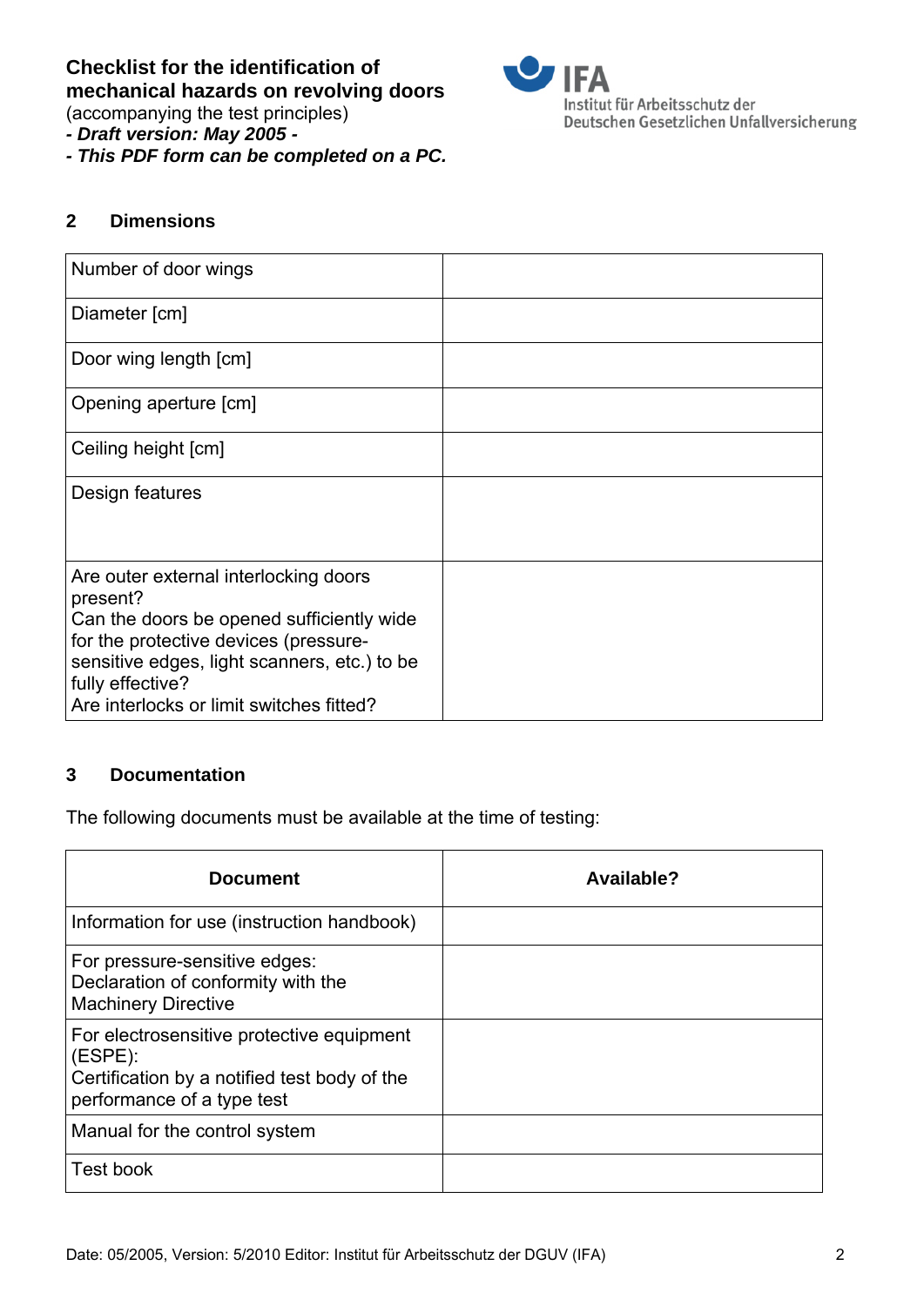**Checklist for the identification of mechanical hazards on revolving doors**
(accompanying the test principles)
***- Draft version: May 2005 -***
***- This PDF form can be completed on a PC.***

## 2 Dimensions

| | |
|---|---|
| Number of door wings | |
| Diameter [cm] | |
| Door wing length [cm] | |
| Opening aperture [cm] | |
| Ceiling height [cm] | |
| Design features | |
| Are outer external interlocking doors present?<br>Can the doors be opened sufficiently wide for the protective devices (pressure-sensitive edges, light scanners, etc.) to be fully effective?<br>Are interlocks or limit switches fitted? | |

## 3 Documentation

The following documents must be available at the time of testing:

| Document | Available? |
|---|---|
| Information for use (instruction handbook) | |
| For pressure-sensitive edges:<br>Declaration of conformity with the Machinery Directive | |
| For electrosensitive protective equipment (ESPE):<br>Certification by a notified test body of the performance of a type test | |
| Manual for the control system | |
| Test book | |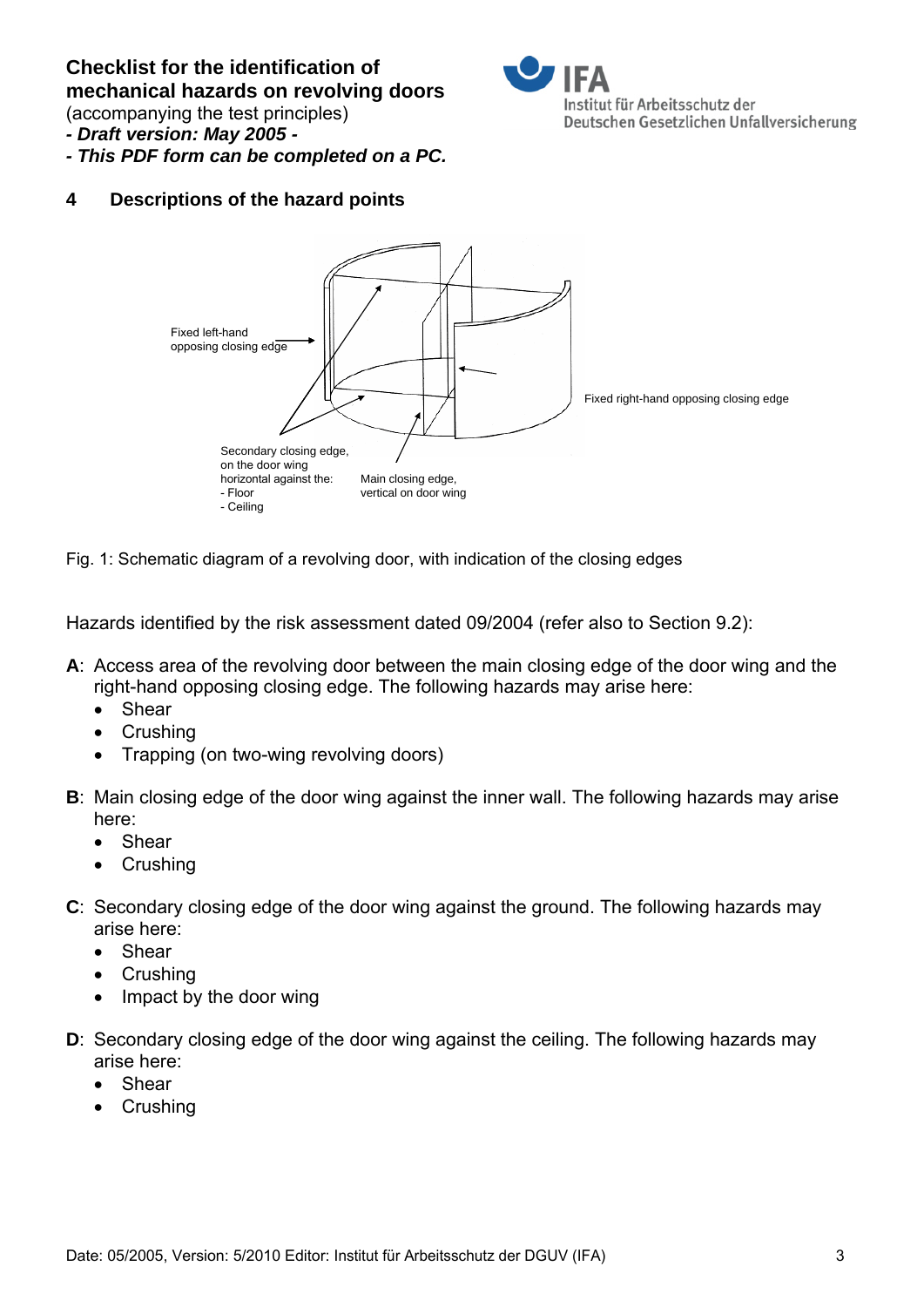## 4 Descriptions of the hazard points

Fig. 1: Schematic diagram of a revolving door, with indication of the closing edges

Hazards identified by the risk assessment dated 09/2004 (refer also to Section 9.2):

**A**: Access area of the revolving door between the main closing edge of the door wing and the right-hand opposing closing edge. The following hazards may arise here:

- Shear
- Crushing
- Trapping (on two-wing revolving doors)

**B**: Main closing edge of the door wing against the inner wall. The following hazards may arise here:

- Shear
- Crushing

**C**: Secondary closing edge of the door wing against the ground. The following hazards may arise here:

- Shear
- Crushing
- Impact by the door wing

**D**: Secondary closing edge of the door wing against the ceiling. The following hazards may arise here:

- Shear
- Crushing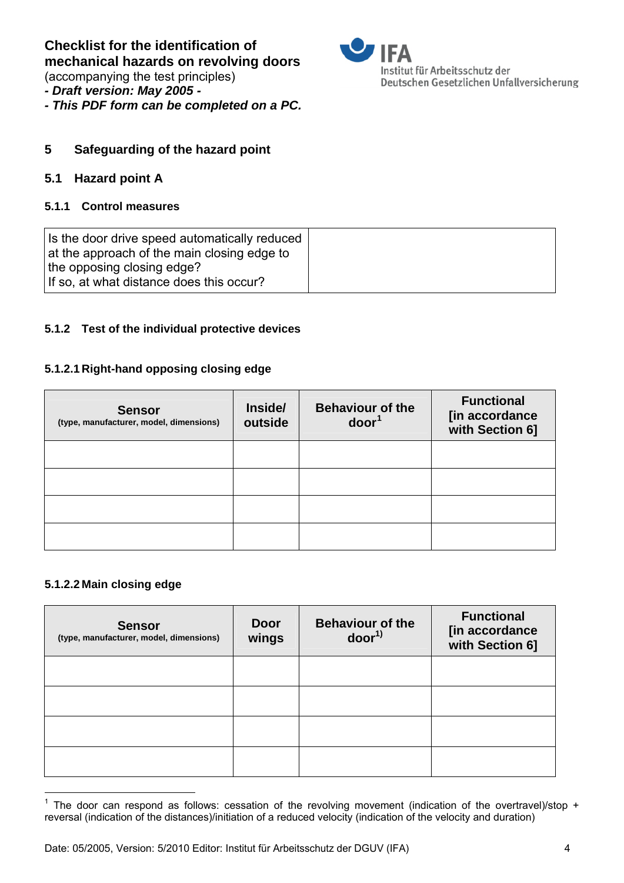**Checklist for the identification of mechanical hazards on revolving doors**
(accompanying the test principles)
***- Draft version: May 2005 -***
***- This PDF form can be completed on a PC.***

## 5 Safeguarding of the hazard point

### 5.1 Hazard point A

#### 5.1.1 Control measures

| Is the door drive speed automatically reduced at the approach of the main closing edge to the opposing closing edge? If so, at what distance does this occur? | |
|---|---|

#### 5.1.2 Test of the individual protective devices

##### 5.1.2.1 Right-hand opposing closing edge

| Sensor (type, manufacturer, model, dimensions) | Inside/ outside | Behaviour of the door[1] | Functional [in accordance with Section 6] |
|---|---|---|---|
| | | | |
| | | | |
| | | | |
| | | | |

##### 5.1.2.2 Main closing edge

| Sensor (type, manufacturer, model, dimensions) | Door wings | Behaviour of the door[1)] | Functional [in accordance with Section 6] |
|---|---|---|---|
| | | | |
| | | | |
| | | | |
| | | | |

[1] The door can respond as follows: cessation of the revolving movement (indication of the overtravel)/stop + reversal (indication of the distances)/initiation of a reduced velocity (indication of the velocity and duration)

Date: 05/2005, Version: 5/2010 Editor: Institut für Arbeitsschutz der DGUV (IFA)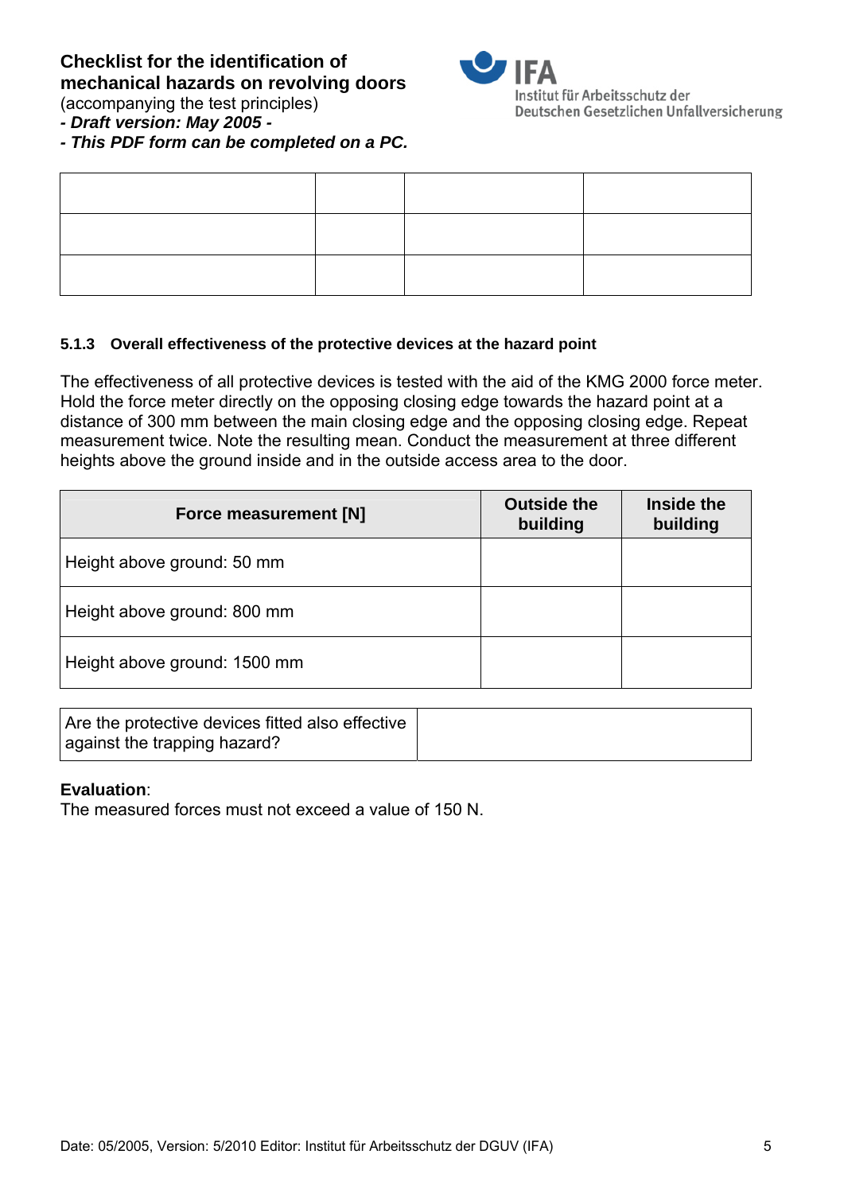**Checklist for the identification of mechanical hazards on revolving doors**
(accompanying the test principles)
***- Draft version: May 2005 -***
***- This PDF form can be completed on a PC.***

| | | | |
|---|---|---|---|
| | | | |
| | | | |
| | | | |

#### 5.1.3 Overall effectiveness of the protective devices at the hazard point

The effectiveness of all protective devices is tested with the aid of the KMG 2000 force meter. Hold the force meter directly on the opposing closing edge towards the hazard point at a distance of 300 mm between the main closing edge and the opposing closing edge. Repeat measurement twice. Note the resulting mean. Conduct the measurement at three different heights above the ground inside and in the outside access area to the door.

| Force measurement [N] | Outside the building | Inside the building |
|---|---|---|
| Height above ground: 50 mm | | |
| Height above ground: 800 mm | | |
| Height above ground: 1500 mm | | |

| Are the protective devices fitted also effective against the trapping hazard? | |
|---|---|

**Evaluation**:
The measured forces must not exceed a value of 150 N.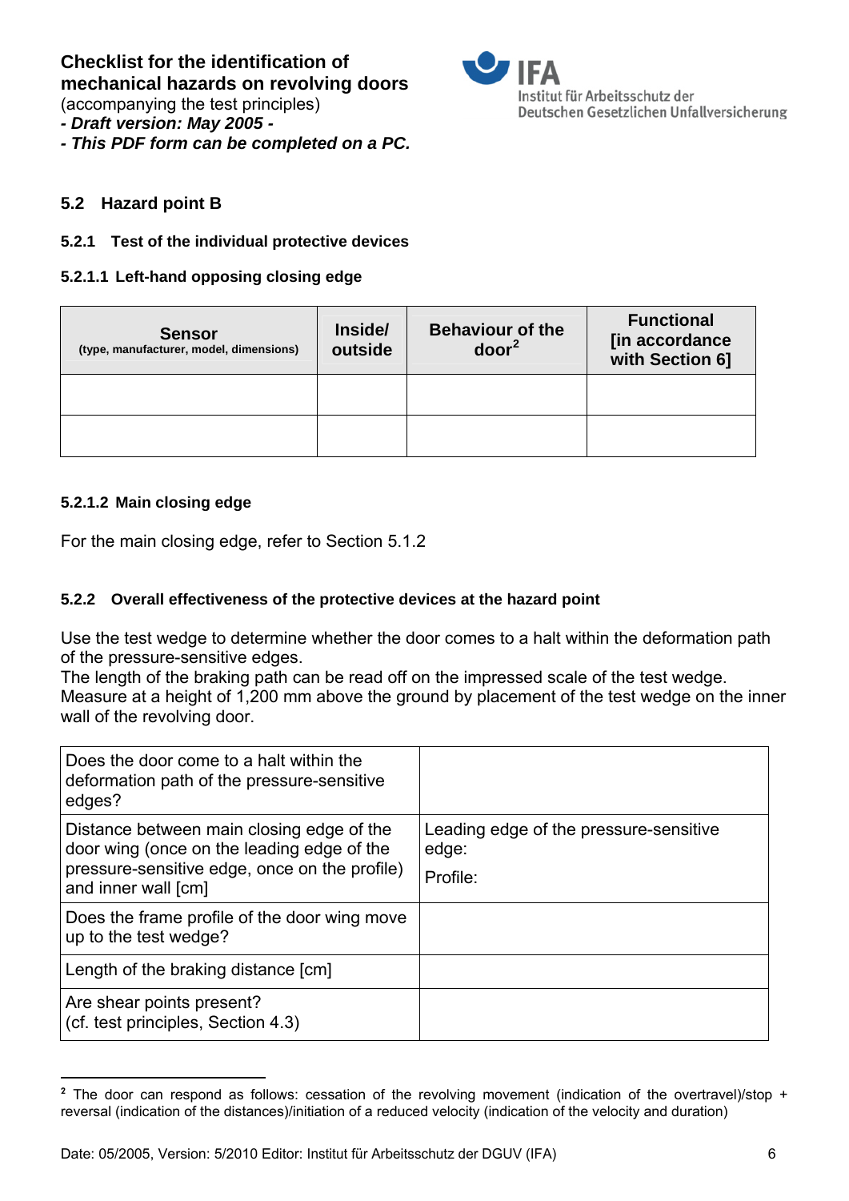**Checklist for the identification of mechanical hazards on revolving doors**
(accompanying the test principles)
***- Draft version: May 2005 -***
***- This PDF form can be completed on a PC.***

IFA
Institut für Arbeitsschutz der Deutschen Gesetzlichen Unfallversicherung

### 5.2 Hazard point B

#### 5.2.1 Test of the individual protective devices

##### 5.2.1.1 Left-hand opposing closing edge

| **Sensor** (type, manufacturer, model, dimensions) | **Inside/ outside** | **Behaviour of the door**[2] | **Functional [in accordance with Section 6]** |
|---|---|---|---|
| | | | |
| | | | |

##### 5.2.1.2 Main closing edge

For the main closing edge, refer to Section 5.1.2

#### 5.2.2 Overall effectiveness of the protective devices at the hazard point

Use the test wedge to determine whether the door comes to a halt within the deformation path of the pressure-sensitive edges.
The length of the braking path can be read off on the impressed scale of the test wedge.
Measure at a height of 1,200 mm above the ground by placement of the test wedge on the inner wall of the revolving door.

| | |
|---|---|
| Does the door come to a halt within the deformation path of the pressure-sensitive edges? | |
| Distance between main closing edge of the door wing (once on the leading edge of the pressure-sensitive edge, once on the profile) and inner wall [cm] | Leading edge of the pressure-sensitive edge:<br>Profile: |
| Does the frame profile of the door wing move up to the test wedge? | |
| Length of the braking distance [cm] | |
| Are shear points present?<br>(cf. test principles, Section 4.3) | |

[2] The door can respond as follows: cessation of the revolving movement (indication of the overtravel)/stop + reversal (indication of the distances)/initiation of a reduced velocity (indication of the velocity and duration)

Date: 05/2005, Version: 5/2010 Editor: Institut für Arbeitsschutz der DGUV (IFA)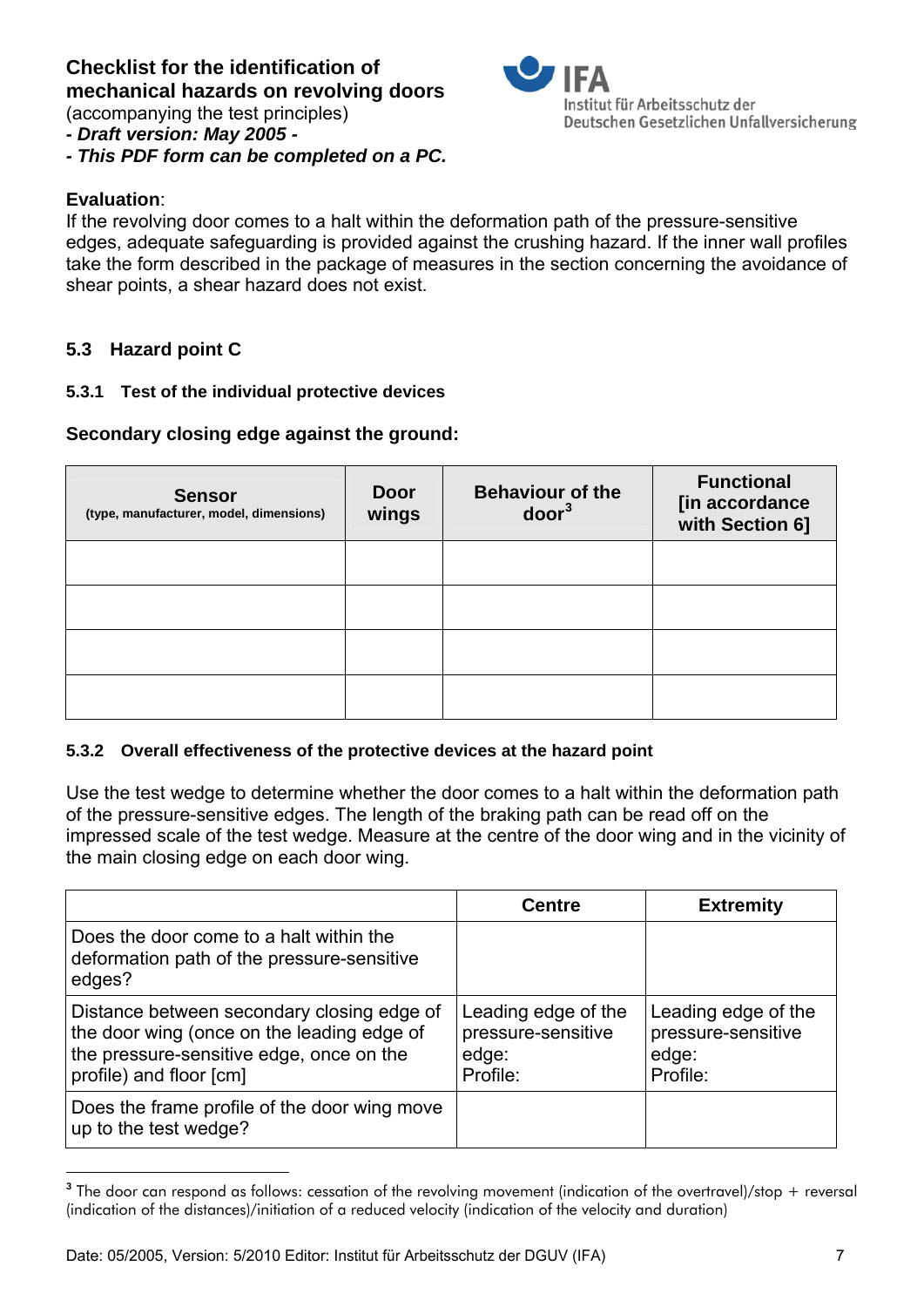**Checklist for the identification of mechanical hazards on revolving doors**
(accompanying the test principles)
***- Draft version: May 2005 -***
***- This PDF form can be completed on a PC.***

**Evaluation**:
If the revolving door comes to a halt within the deformation path of the pressure-sensitive edges, adequate safeguarding is provided against the crushing hazard. If the inner wall profiles take the form described in the package of measures in the section concerning the avoidance of shear points, a shear hazard does not exist.

### 5.3 Hazard point C

#### 5.3.1 Test of the individual protective devices

**Secondary closing edge against the ground:**

| **Sensor** (type, manufacturer, model, dimensions) | **Door wings** | **Behaviour of the door**[3] | **Functional [in accordance with Section 6]** |
|---|---|---|---|
| | | | |
| | | | |
| | | | |
| | | | |

#### 5.3.2 Overall effectiveness of the protective devices at the hazard point

Use the test wedge to determine whether the door comes to a halt within the deformation path of the pressure-sensitive edges. The length of the braking path can be read off on the impressed scale of the test wedge. Measure at the centre of the door wing and in the vicinity of the main closing edge on each door wing.

| | **Centre** | **Extremity** |
|---|---|---|
| Does the door come to a halt within the deformation path of the pressure-sensitive edges? | | |
| Distance between secondary closing edge of the door wing (once on the leading edge of the pressure-sensitive edge, once on the profile) and floor [cm] | Leading edge of the pressure-sensitive edge:<br>Profile: | Leading edge of the pressure-sensitive edge:<br>Profile: |
| Does the frame profile of the door wing move up to the test wedge? | | |

[3] The door can respond as follows: cessation of the revolving movement (indication of the overtravel)/stop + reversal (indication of the distances)/initiation of a reduced velocity (indication of the velocity and duration)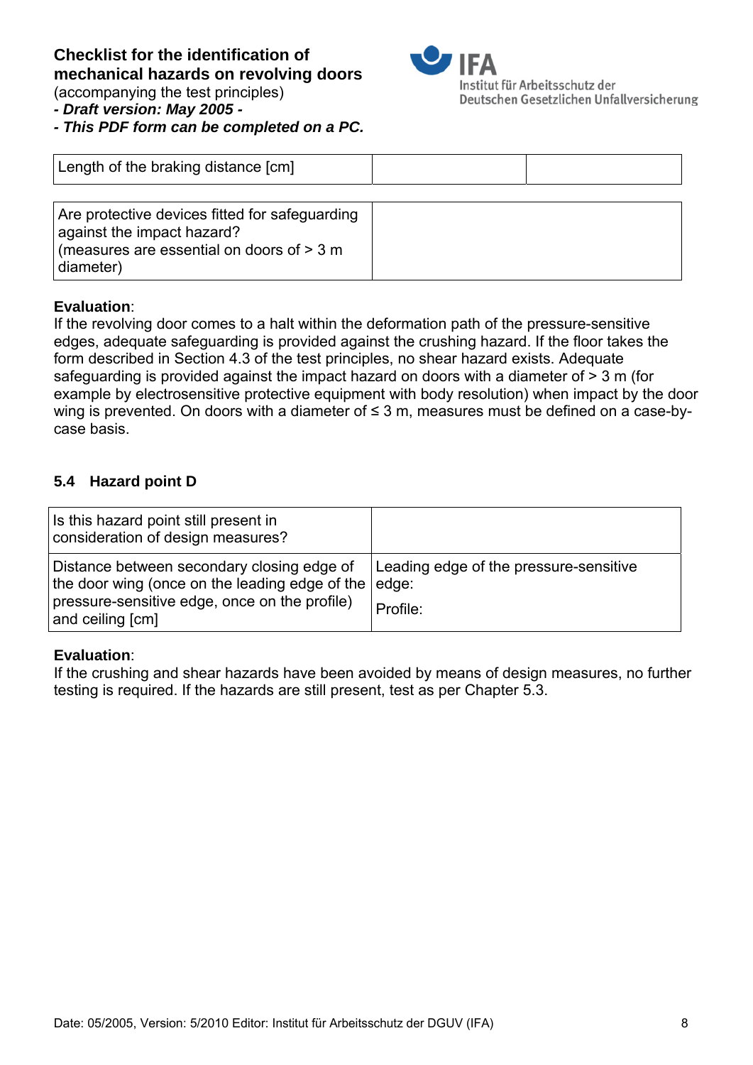| Length of the braking distance [cm] | | |
|---|---|---|

| Are protective devices fitted for safeguarding against the impact hazard? (measures are essential on doors of > 3 m diameter) | |
|---|---|

**Evaluation**:
If the revolving door comes to a halt within the deformation path of the pressure-sensitive edges, adequate safeguarding is provided against the crushing hazard. If the floor takes the form described in Section 4.3 of the test principles, no shear hazard exists. Adequate safeguarding is provided against the impact hazard on doors with a diameter of > 3 m (for example by electrosensitive protective equipment with body resolution) when impact by the door wing is prevented. On doors with a diameter of ≤ 3 m, measures must be defined on a case-by-case basis.

### 5.4 Hazard point D

| Is this hazard point still present in consideration of design measures? | |
|---|---|
| Distance between secondary closing edge of the door wing (once on the leading edge of the pressure-sensitive edge, once on the profile) and ceiling [cm] | Leading edge of the pressure-sensitive edge:<br>Profile: |

**Evaluation**:
If the crushing and shear hazards have been avoided by means of design measures, no further testing is required. If the hazards are still present, test as per Chapter 5.3.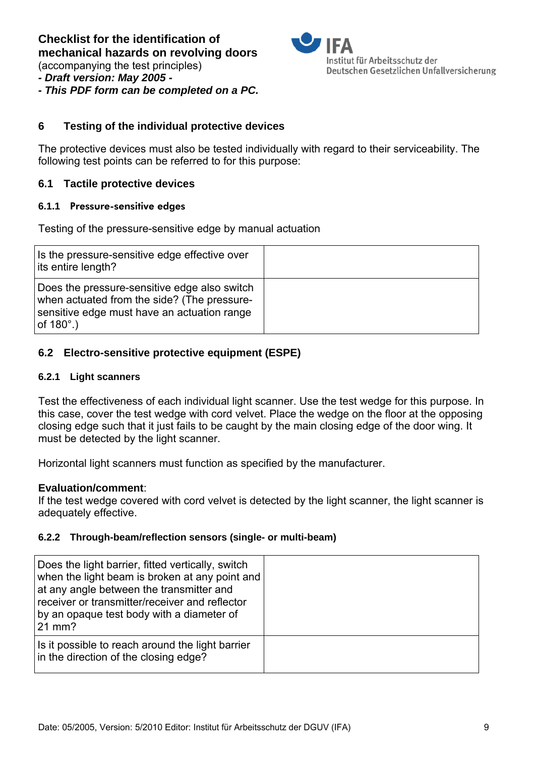**Checklist for the identification of mechanical hazards on revolving doors**
(accompanying the test principles)
***- Draft version: May 2005 -***
***- This PDF form can be completed on a PC.***

## 6 Testing of the individual protective devices

The protective devices must also be tested individually with regard to their serviceability. The following test points can be referred to for this purpose:

### 6.1 Tactile protective devices

#### 6.1.1 Pressure-sensitive edges

Testing of the pressure-sensitive edge by manual actuation

| | |
|---|---|
| Is the pressure-sensitive edge effective over its entire length? | |
| Does the pressure-sensitive edge also switch when actuated from the side? (The pressure-sensitive edge must have an actuation range of 180°.) | |

### 6.2 Electro-sensitive protective equipment (ESPE)

#### 6.2.1 Light scanners

Test the effectiveness of each individual light scanner. Use the test wedge for this purpose. In this case, cover the test wedge with cord velvet. Place the wedge on the floor at the opposing closing edge such that it just fails to be caught by the main closing edge of the door wing. It must be detected by the light scanner.

Horizontal light scanners must function as specified by the manufacturer.

**Evaluation/comment**:
If the test wedge covered with cord velvet is detected by the light scanner, the light scanner is adequately effective.

#### 6.2.2 Through-beam/reflection sensors (single- or multi-beam)

| | |
|---|---|
| Does the light barrier, fitted vertically, switch when the light beam is broken at any point and at any angle between the transmitter and receiver or transmitter/receiver and reflector by an opaque test body with a diameter of 21 mm? | |
| Is it possible to reach around the light barrier in the direction of the closing edge? | |

Date: 05/2005, Version: 5/2010 Editor: Institut für Arbeitsschutz der DGUV (IFA)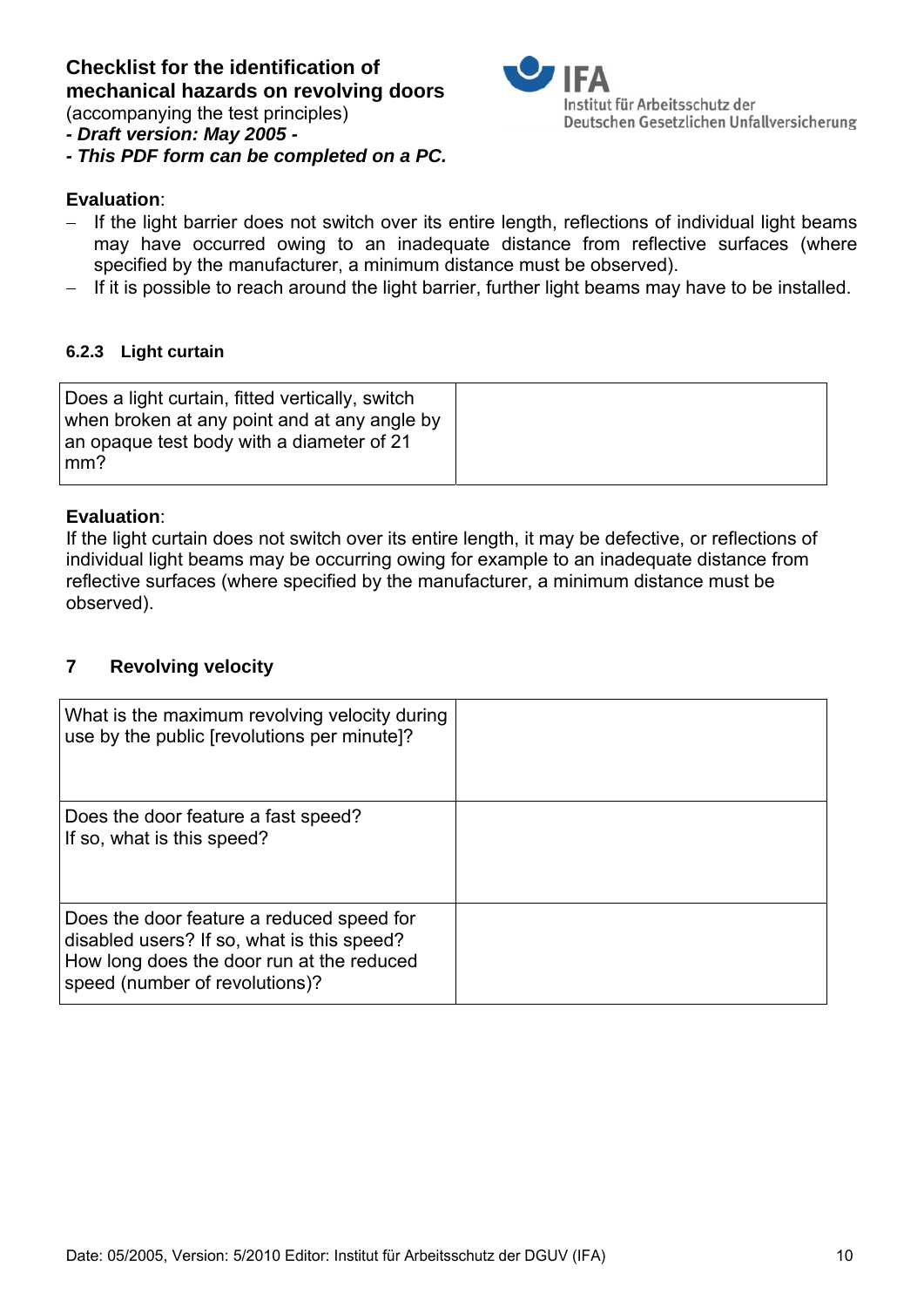**Evaluation**:

- If the light barrier does not switch over its entire length, reflections of individual light beams may have occurred owing to an inadequate distance from reflective surfaces (where specified by the manufacturer, a minimum distance must be observed).
- If it is possible to reach around the light barrier, further light beams may have to be installed.

#### 6.2.3 Light curtain

| Does a light curtain, fitted vertically, switch when broken at any point and at any angle by an opaque test body with a diameter of 21 mm? | |
|---|---|

**Evaluation**:

If the light curtain does not switch over its entire length, it may be defective, or reflections of individual light beams may be occurring owing for example to an inadequate distance from reflective surfaces (where specified by the manufacturer, a minimum distance must be observed).

## 7 Revolving velocity

| What is the maximum revolving velocity during use by the public [revolutions per minute]? | |
|---|---|
| Does the door feature a fast speed? If so, what is this speed? | |
| Does the door feature a reduced speed for disabled users? If so, what is this speed? How long does the door run at the reduced speed (number of revolutions)? | |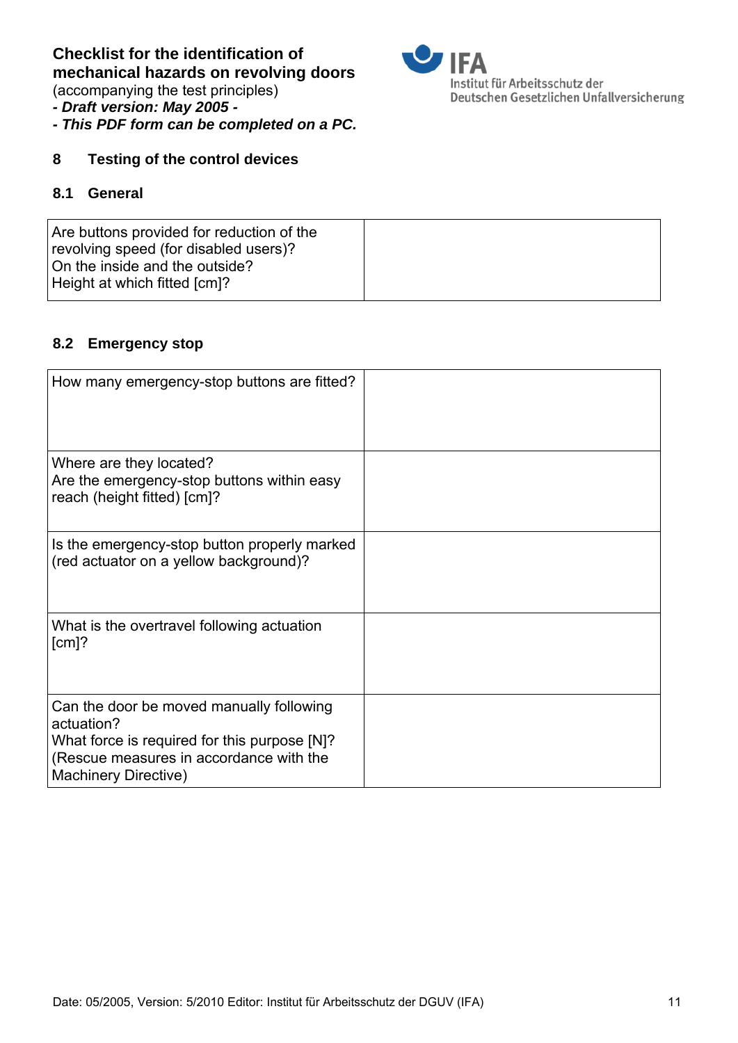**Checklist for the identification of mechanical hazards on revolving doors**
(accompanying the test principles)
***- Draft version: May 2005 -***
***- This PDF form can be completed on a PC.***

IFA
Institut für Arbeitsschutz der Deutschen Gesetzlichen Unfallversicherung

## 8 Testing of the control devices

### 8.1 General

| | |
|---|---|
| Are buttons provided for reduction of the revolving speed (for disabled users)?<br>On the inside and the outside?<br>Height at which fitted [cm]? | |

### 8.2 Emergency stop

| | |
|---|---|
| How many emergency-stop buttons are fitted? | |
| Where are they located?<br>Are the emergency-stop buttons within easy reach (height fitted) [cm]? | |
| Is the emergency-stop button properly marked (red actuator on a yellow background)? | |
| What is the overtravel following actuation [cm]? | |
| Can the door be moved manually following actuation?<br>What force is required for this purpose [N]?<br>(Rescue measures in accordance with the Machinery Directive) | |

Date: 05/2005, Version: 5/2010 Editor: Institut für Arbeitsschutz der DGUV (IFA)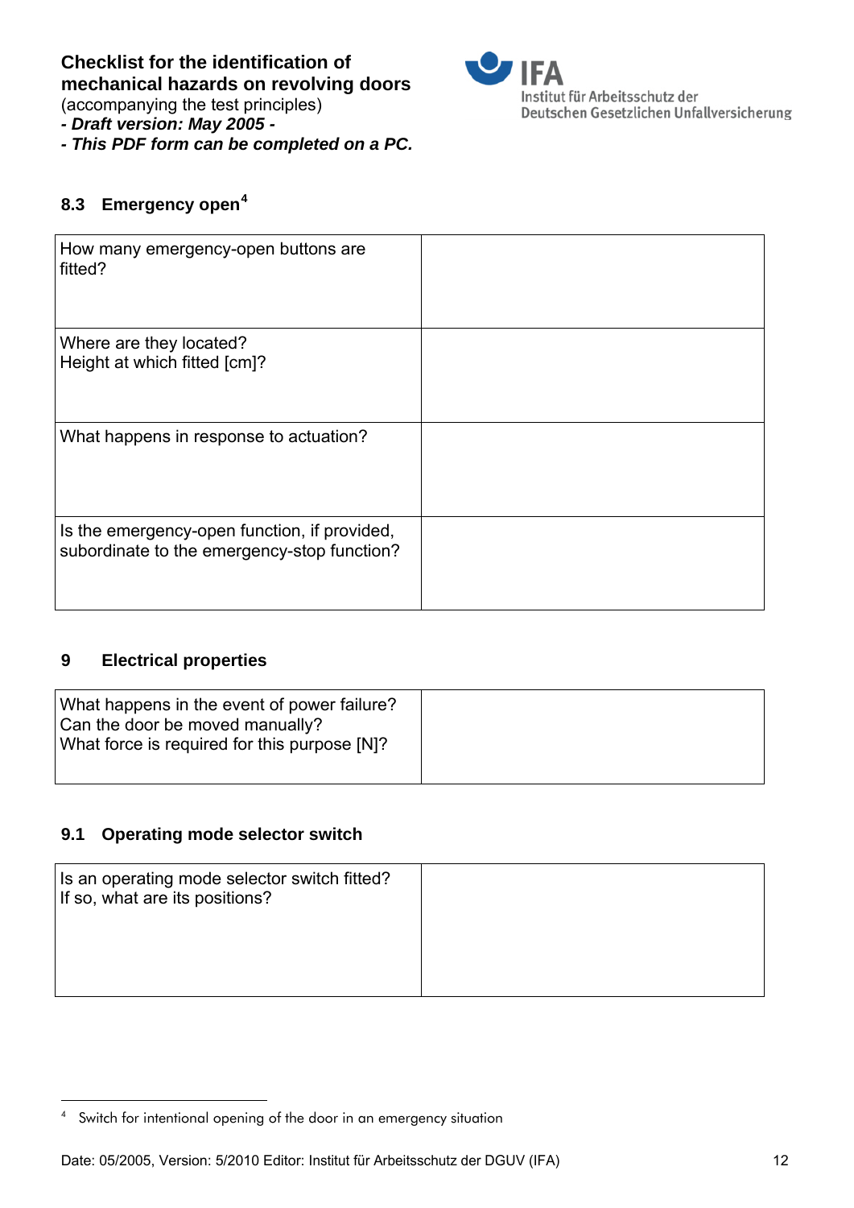## 8.3 Emergency open[4]

| | |
|---|---|
| How many emergency-open buttons are fitted? | |
| Where are they located?<br>Height at which fitted [cm]? | |
| What happens in response to actuation? | |
| Is the emergency-open function, if provided, subordinate to the emergency-stop function? | |

## 9 Electrical properties

| | |
|---|---|
| What happens in the event of power failure?<br>Can the door be moved manually?<br>What force is required for this purpose [N]? | |

## 9.1 Operating mode selector switch

| | |
|---|---|
| Is an operating mode selector switch fitted?<br>If so, what are its positions? | |

[4] Switch for intentional opening of the door in an emergency situation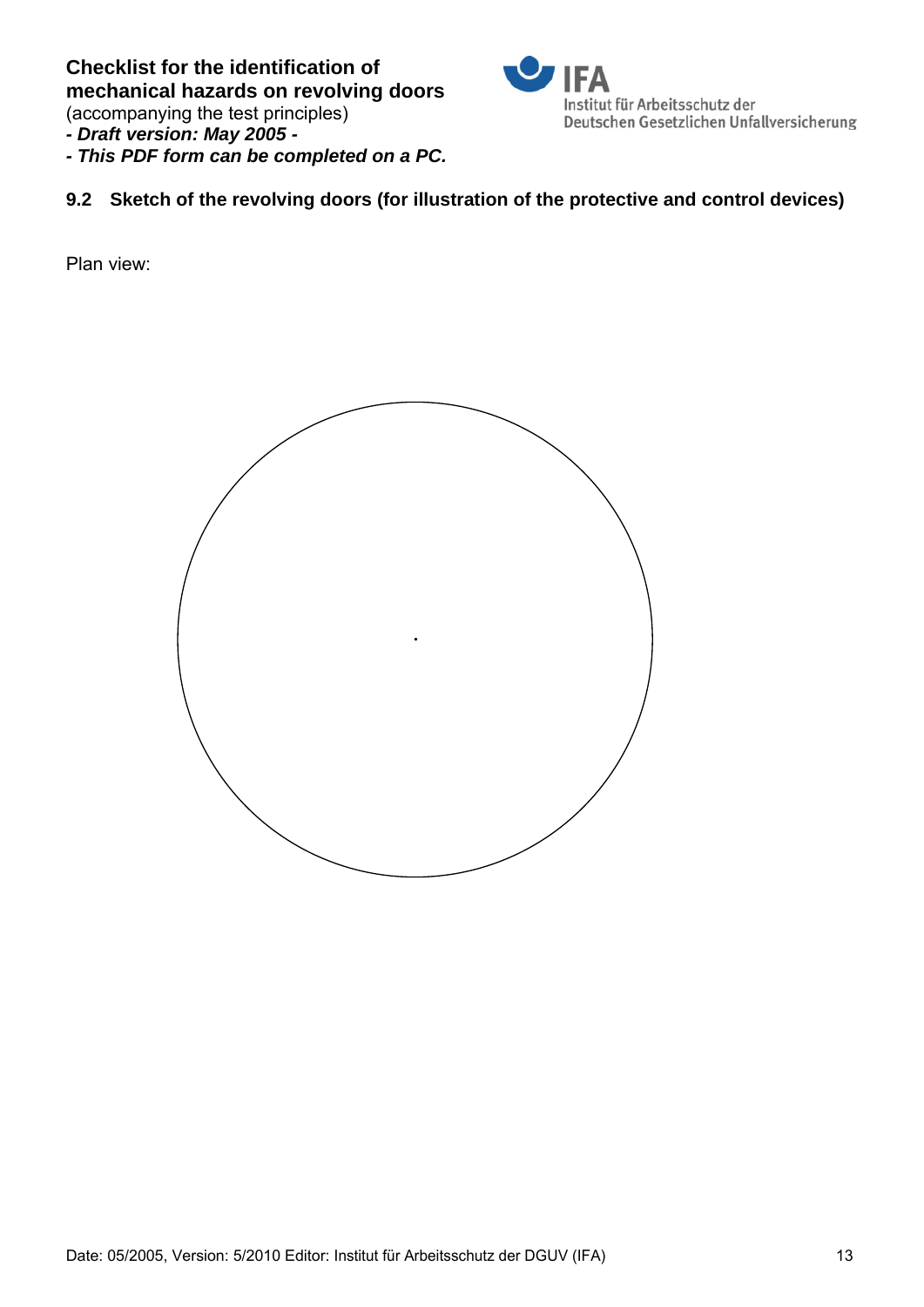## 9.2 Sketch of the revolving doors (for illustration of the protective and control devices)

Plan view: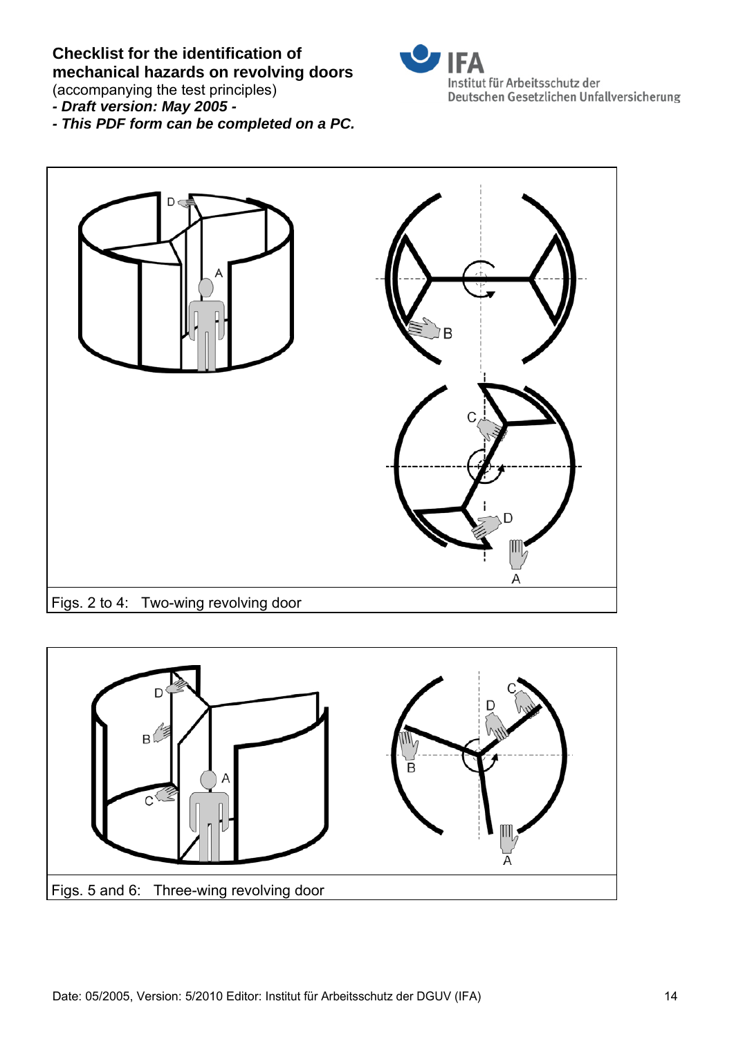**Checklist for the identification of mechanical hazards on revolving doors**
(accompanying the test principles)
***- Draft version: May 2005 -***
***- This PDF form can be completed on a PC.***

Figs. 2 to 4: Two-wing revolving door

Figs. 5 and 6: Three-wing revolving door

Date: 05/2005, Version: 5/2010 Editor: Institut für Arbeitsschutz der DGUV (IFA)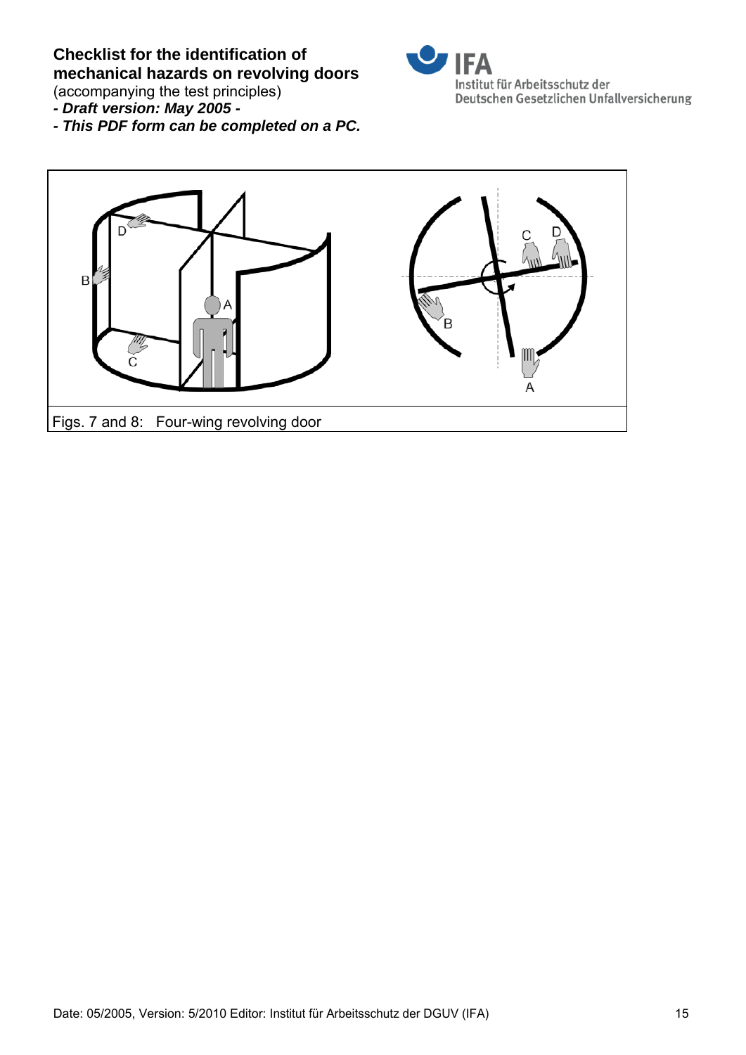**Checklist for the identification of mechanical hazards on revolving doors**
(accompanying the test principles)
***- Draft version: May 2005 -***
***- This PDF form can be completed on a PC.***

Figs. 7 and 8: Four-wing revolving door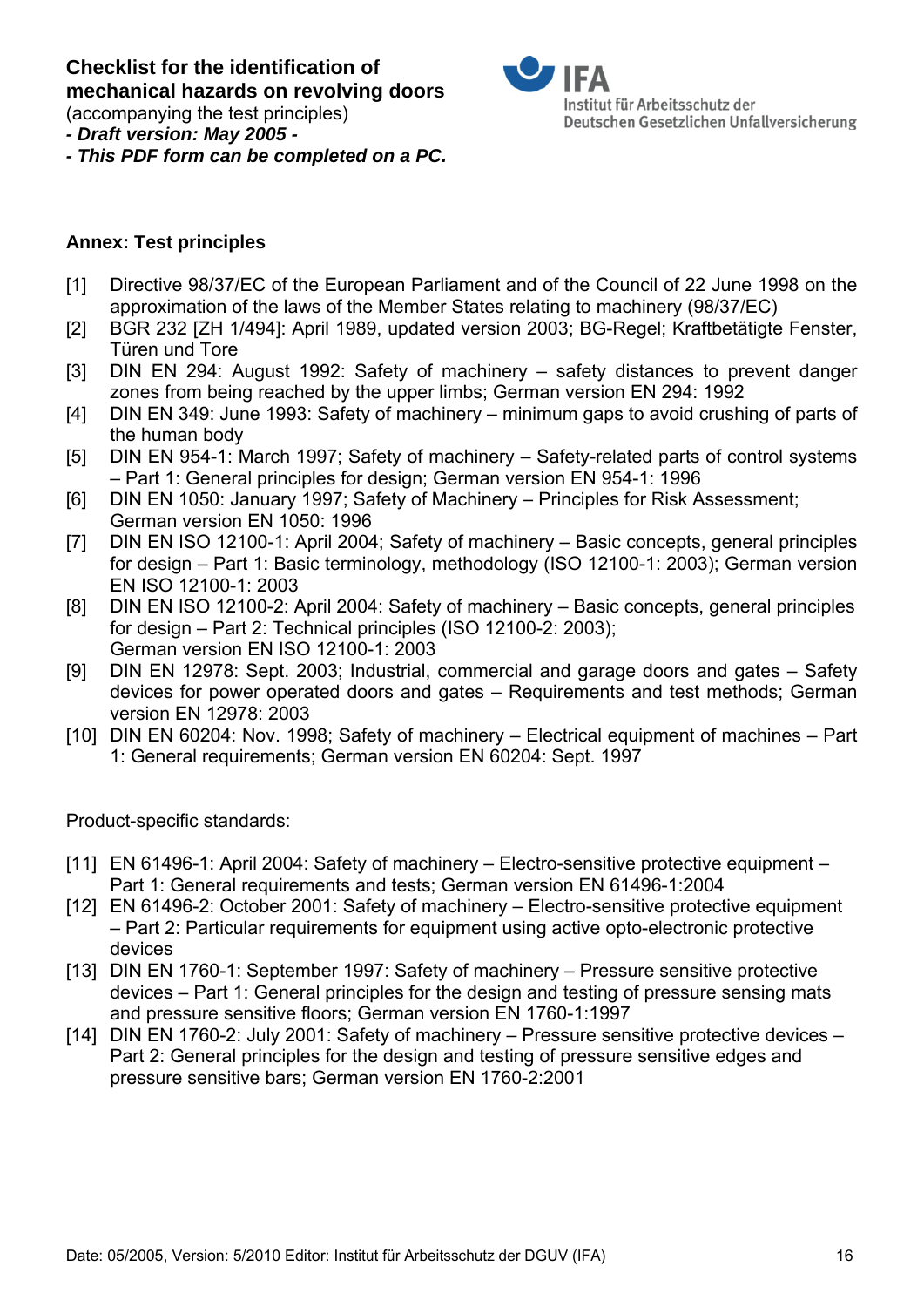**Checklist for the identification of mechanical hazards on revolving doors**
(accompanying the test principles)
***- Draft version: May 2005 -***
***- This PDF form can be completed on a PC.***

IFA
Institut für Arbeitsschutz der Deutschen Gesetzlichen Unfallversicherung

**Annex: Test principles**

[1] Directive 98/37/EC of the European Parliament and of the Council of 22 June 1998 on the approximation of the laws of the Member States relating to machinery (98/37/EC)
[2] BGR 232 [ZH 1/494]: April 1989, updated version 2003; BG-Regel; Kraftbetätigte Fenster, Türen und Tore
[3] DIN EN 294: August 1992: Safety of machinery – safety distances to prevent danger zones from being reached by the upper limbs; German version EN 294: 1992
[4] DIN EN 349: June 1993: Safety of machinery – minimum gaps to avoid crushing of parts of the human body
[5] DIN EN 954-1: March 1997; Safety of machinery – Safety-related parts of control systems – Part 1: General principles for design; German version EN 954-1: 1996
[6] DIN EN 1050: January 1997; Safety of Machinery – Principles for Risk Assessment; German version EN 1050: 1996
[7] DIN EN ISO 12100-1: April 2004; Safety of machinery – Basic concepts, general principles for design – Part 1: Basic terminology, methodology (ISO 12100-1: 2003); German version EN ISO 12100-1: 2003
[8] DIN EN ISO 12100-2: April 2004: Safety of machinery – Basic concepts, general principles for design – Part 2: Technical principles (ISO 12100-2: 2003); German version EN ISO 12100-1: 2003
[9] DIN EN 12978: Sept. 2003; Industrial, commercial and garage doors and gates – Safety devices for power operated doors and gates – Requirements and test methods; German version EN 12978: 2003
[10] DIN EN 60204: Nov. 1998; Safety of machinery – Electrical equipment of machines – Part 1: General requirements; German version EN 60204: Sept. 1997

Product-specific standards:

[11] EN 61496-1: April 2004: Safety of machinery – Electro-sensitive protective equipment – Part 1: General requirements and tests; German version EN 61496-1:2004
[12] EN 61496-2: October 2001: Safety of machinery – Electro-sensitive protective equipment – Part 2: Particular requirements for equipment using active opto-electronic protective devices
[13] DIN EN 1760-1: September 1997: Safety of machinery – Pressure sensitive protective devices – Part 1: General principles for the design and testing of pressure sensing mats and pressure sensitive floors; German version EN 1760-1:1997
[14] DIN EN 1760-2: July 2001: Safety of machinery – Pressure sensitive protective devices – Part 2: General principles for the design and testing of pressure sensitive edges and pressure sensitive bars; German version EN 1760-2:2001

Date: 05/2005, Version: 5/2010 Editor: Institut für Arbeitsschutz der DGUV (IFA)